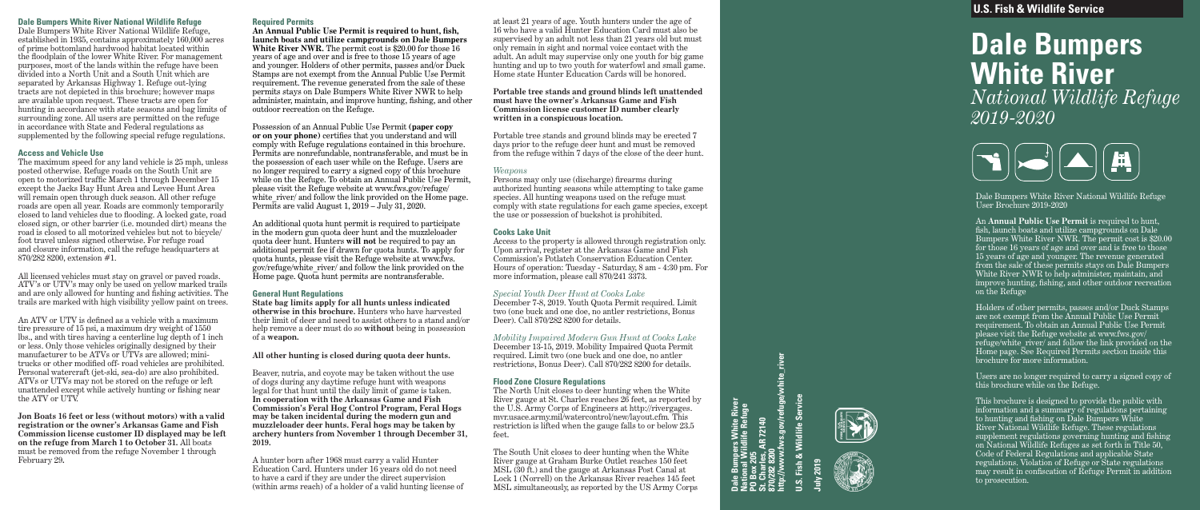## Dale Bumpers White River National Wildlife Refuge

Dale Bumpers White River National Wildlife Refuge, established in 1935, contains approximately 160,000 acres of prime bottomland hardwood habitat located within the floodplain of the lower White River. For management purposes, most of the lands within the refuge have been divided into a North Unit and a South Unit which are separated by Arkansas Highway 1. Refuge out-lying tracts are not depicted in this brochure; however maps are available upon request. These tracts are open for hunting in accordance with state seasons and bag limits of surrounding zone. All users are permitted on the refuge in accordance with State and Federal regulations as supplemented by the following special refuge regulations.

### Access and Vehicle Use

The maximum speed for any land vehicle is 25 mph, unless posted otherwise. Refuge roads on the South Unit are open to motorized traffic March 1 through December 15 except the Jacks Bay Hunt Area and Levee Hunt Area will remain open through duck season. All other refuge roads are open all year. Roads are commonly temporarily closed to land vehicles due to flooding. A locked gate, road closed sign, or other barrier (i.e. mounded dirt) means the road is closed to all motorized vehicles but not to bicycle/ foot travel unless signed otherwise. For refuge road and closure information, call the refuge headquarters at 870/282 8200, extension #1.

All licensed vehicles must stay on gravel or paved roads. ATV's or UTV's may only be used on yellow marked trails and are only allowed for hunting and fishing activities. The trails are marked with high visibility yellow paint on trees.

An ATV or UTV is defined as a vehicle with a maximum tire pressure of 15 psi, a maximum dry weight of 1550 lbs., and with tires having a centerline lug depth of 1 inch or less. Only those vehicles originally designed by their manufacturer to be ATVs or UTVs are allowed; mini-trucks or other modified off- road vehicles are prohibited. Personal watercraft (jet-ski, sea-do) are also prohibited. ATVs or UTVs may not be stored on the refuge or left unattended except while actively hunting or fishing near the ATV or UTV.

**Jon Boats 16 feet or less (without motors) with a valid registration or the owner's Arkansas Game and Fish Commission license customer ID displayed may be left on the refuge from March 1 to October 31.** All boats must be removed from the refuge November 1 through February 29.

### Required Permits

**An Annual Public Use Permit is required to hunt, fish, launch boats and utilize campgrounds on Dale Bumpers White River NWR.** The permit cost is $20.00 for those 16 years of age and over and is free to those 15 years of age and younger. Holders of other permits, passes and/or Duck Stamps are not exempt from the Annual Public Use Permit requirement. The revenue generated from the sale of these permits stays on Dale Bumpers White River NWR to help administer, maintain, and improve hunting, fishing, and other outdoor recreation on the Refuge.

Possession of an Annual Public Use Permit (**paper copy or on your phone**) certifies that you understand and will comply with Refuge regulations contained in this brochure. Permits are nonrefundable, nontransferable, and must be in the possession of each user while on the Refuge. Users are no longer required to carry a signed copy of this brochure while on the Refuge. To obtain an Annual Public Use Permit, please visit the Refuge website at www.fws.gov/refuge/white_river/ and follow the link provided on the Home page. Permits are valid August 1, 2019 – July 31, 2020.

An additional quota hunt permit is required to participate in the modern gun quota deer hunt and the muzzleloader quota deer hunt. Hunters **will not** be required to pay an additional permit fee if drawn for quota hunts. To apply for quota hunts, please visit the Refuge website at www.fws.gov/refuge/white_river/ and follow the link provided on the Home page. Quota hunt permits are nontransferable.

### General Hunt Regulations

**State bag limits apply for all hunts unless indicated otherwise in this brochure.** Hunters who have harvested their limit of deer and need to assist others to a stand and/or help remove a deer must do so **without** being in possession of a **weapon.**

**All other hunting is closed during quota deer hunts.**

Beaver, nutria, and coyote may be taken without the use of dogs during any daytime refuge hunt with weapons legal for that hunt until the daily limit of game is taken. **In cooperation with the Arkansas Game and Fish Commission's Feral Hog Control Program, Feral Hogs may be taken incidental during the modern gun and muzzleloader deer hunts. Feral hogs may be taken by archery hunters from November 1 through December 31, 2019.**

A hunter born after 1968 must carry a valid Hunter Education Card. Hunters under 16 years old do not need to have a card if they are under the direct supervision (within arms reach) of a holder of a valid hunting license of at least 21 years of age. Youth hunters under the age of 16 who have a valid Hunter Education Card must also be supervised by an adult not less than 21 years old but must only remain in sight and normal voice contact with the adult. An adult may supervise only one youth for big game hunting and up to two youth for waterfowl and small game. Home state Hunter Education Cards will be honored.

**Portable tree stands and ground blinds left unattended must have the owner's Arkansas Game and Fish Commission license customer ID number clearly written in a conspicuous location.**

Portable tree stands and ground blinds may be erected 7 days prior to the refuge deer hunt and must be removed from the refuge within 7 days of the close of the deer hunt.

#### *Weapons*

Persons may only use (discharge) firearms during authorized hunting seasons while attempting to take game species. All hunting weapons used on the refuge must comply with state regulations for each game species, except the use or possession of buckshot is prohibited.

### Cooks Lake Unit

Access to the property is allowed through registration only. Upon arrival, register at the Arkansas Game and Fish Commission's Potlatch Conservation Education Center. Hours of operation: Tuesday - Saturday, 8 am - 4:30 pm. For more information, please call 870/241 3373.

#### *Special Youth Deer Hunt at Cooks Lake*

December 7-8, 2019. Youth Quota Permit required. Limit two (one buck and one doe, no antler restrictions, Bonus Deer). Call 870/282 8200 for details.

#### *Mobility Impaired Modern Gun Hunt at Cooks Lake*

December 13-15, 2019. Mobility Impaired Quota Permit required. Limit two (one buck and one doe, no antler restrictions, Bonus Deer). Call 870/282 8200 for details.

### Flood Zone Closure Regulations

The North Unit closes to deer hunting when the White River gauge at St. Charles reaches 26 feet, as reported by the U.S. Army Corps of Engineers at http://rivergages.mvr.usace.army.mil/watercontrol/new/layout.cfm. This restriction is lifted when the gauge falls to or below 23.5 feet.

The South Unit closes to deer hunting when the White River gauge at Graham Burke Outlet reaches 150 feet MSL (30 ft.) and the gauge at Arkansas Post Canal at Lock 1 (Norrell) on the Arkansas River reaches 145 feet MSL simultaneously, as reported by the US Army Corps

**Dale Bumpers White River National Wildlife Refuge**
**PO Box 205**
**St. Charles, AR 72140**
**870/282 8200**
**http://www.fws.gov/refuge/white_river**

**U.S. Fish & Wildlife Service**

**July 2019**

**U.S. Fish & Wildlife Service**

# Dale Bumpers White River

*National Wildlife Refuge 2019-2020*

Dale Bumpers White River National Wildlife Refuge User Brochure 2019-2020

An **Annual Public Use Permit** is required to hunt, fish, launch boats and utilize campgrounds on Dale Bumpers White River NWR. The permit cost is $20.00 for those 16 years of age and over and is free to those 15 years of age and younger. The revenue generated from the sale of these permits stays on Dale Bumpers White River NWR to help administer, maintain, and improve hunting, fishing, and other outdoor recreation on the Refuge

Holders of other permits, passes and/or Duck Stamps are not exempt from the Annual Public Use Permit requirement. To obtain an Annual Public Use Permit please visit the Refuge website at www.fws.gov/refuge/white_river/ and follow the link provided on the Home page. See Required Permits section inside this brochure for more information.

Users are no longer required to carry a signed copy of this brochure while on the Refuge.

This brochure is designed to provide the public with information and a summary of regulations pertaining to hunting and fishing on Dale Bumpers White River National Wildlife Refuge. These regulations supplement regulations governing hunting and fishing on National Wildlife Refuges as set forth in Title 50, Code of Federal Regulations and applicable State regulations. Violation of Refuge or State regulations may result in confiscation of Refuge Permit in addition to prosecution.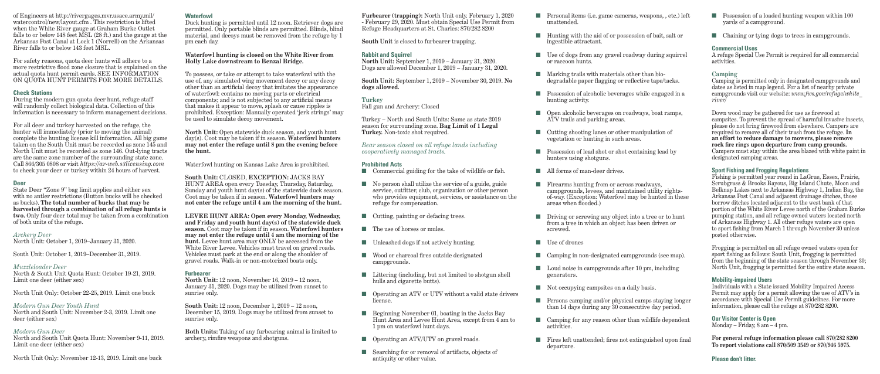of Engineers at http://rivergages.mvr.usace.army.mil/watercontrol/new/layout.cfm . This restriction is lifted when the White River gauge at Graham Burke Outlet falls to or below 148 feet MSL (28 ft.) and the gauge at the Arkansas Post Canal at Lock 1 (Norrell) on the Arkansas River falls to or below 143 feet MSL.

For safety reasons, quota deer hunts will adhere to a more restrictive flood zone closure that is explained on the actual quota hunt permit cards. SEE INFORMATION ON QUOTA HUNT PERMITS FOR MORE DETAILS.

### Check Stations

During the modern gun quota deer hunt, refuge staff will randomly collect biological data. Collection of this information is necessary to inform management decisions.

For all deer and turkey harvested on the refuge, the hunter will immediately (prior to moving the animal) complete the hunting license kill information. All big game taken on the South Unit must be recorded as zone 145 and North Unit must be recorded as zone 146. Out-lying tracts are the same zone number of the surrounding state zone. Call 866/305 0808 or visit *https://ar-web.s3licensing.com* to check your deer or turkey within 24 hours of harvest.

### Deer

State Deer "Zone 9" bag limit applies and either sex with no antler restrictions (Button bucks will be checked as bucks). **The total number of bucks that may be harvested through a combination of all refuge hunts is two.** Only four deer total may be taken from a combination of both units of the refuge.

*Archery Deer*

North Unit: October 1, 2019–January 31, 2020.

South Unit: October 1, 2019–December 31, 2019.

*Muzzleloader Deer*

North & South Unit Quota Hunt: October 19-21, 2019. Limit one deer (either sex)

North Unit Only: October 22-25, 2019. Limit one buck

*Modern Gun Deer Youth Hunt*

North and South Unit: November 2-3, 2019. Limit one deer (either sex)

*Modern Gun Deer*

North and South Unit Quota Hunt: November 9-11, 2019. Limit one deer (either sex)

North Unit Only: November 12-13, 2019. Limit one buck

### Waterfowl

Duck hunting is permitted until 12 noon. Retriever dogs are permitted. Only portable blinds are permitted. Blinds, blind material, and decoys must be removed from the refuge by 1 pm each day.

**Waterfowl hunting is closed on the White River from Holly Lake downstream to Benzal Bridge.**

To possess, or take or attempt to take waterfowl with the use of, any simulated wing movement decoy or any decoy other than an artificial decoy that imitates the appearance of waterfowl: contains no moving parts or electrical components; and is not subjected to any artificial means that makes it appear to move, splash or cause ripples is prohibited. Exception: Manually operated 'jerk strings' may be used to simulate decoy movement.

**North Unit:** Open statewide duck season, and youth hunt day(s). Coot may be taken if in season. **Waterfowl hunters may not enter the refuge until 8 pm the evening before the hunt.**

Waterfowl hunting on Kansas Lake Area is prohibited.

**South Unit:** CLOSED, **EXCEPTION:** JACKS BAY HUNT AREA open every Tuesday, Thursday, Saturday, Sunday and youth hunt day(s) of the statewide duck season. Coot may be taken if in season. **Waterfowl hunters may not enter the refuge until 4 am the morning of the hunt.**

**LEVEE HUNT AREA: Open every Monday, Wednesday, and Friday and youth hunt day(s) of the statewide duck season.** Coot may be taken if in season. **Waterfowl hunters may not enter the refuge until 4 am the morning of the hunt.** Levee hunt area may ONLY be accessed from the White River Levee. Vehicles must travel on gravel roads. Vehicles must park at the end or along the shoulder of gravel roads. Walk-in or non-motorized boats only.

### Furbearer

**North Unit:** 12 noon, November 16, 2019 – 12 noon, January 31, 2020. Dogs may be utilized from sunset to sunrise only.

**South Unit:** 12 noon, December 1, 2019 – 12 noon, December 15, 2019. Dogs may be utilized from sunset to sunrise only.

**Both Units:** Taking of any furbearing animal is limited to archery, rimfire weapons and shotguns.

**Furbearer (trapping):** North Unit only. February 1, 2020 - February 29, 2020. Must obtain Special Use Permit from Refuge Headquarters at St. Charles: 870/282 8200

**South Unit** is closed to furbearer trapping.

### Rabbit and Squirrel

**North Unit:** September 1, 2019 – January 31, 2020. Dogs are allowed December 1, 2019 – January 31, 2020.

**South Unit:** September 1, 2019 – November 30, 2019. **No dogs allowed.**

### Turkey

Fall gun and Archery: Closed

Turkey – North and South Units: Same as state 2019 season for surrounding zone. **Bag Limit of 1 Legal Turkey.** Non-toxic shot required.

*Bear season closed on all refuge lands including cooperatively managed tracts.*

### Prohibited Acts

- Commercial guiding for the take of wildlife or fish.
- No person shall utilize the service of a guide, guide service, outfitter, club, organization or other person who provides equipment, services, or assistance on the refuge for compensation.
- Cutting, painting or defacing trees.
- The use of horses or mules.
- Unleashed dogs if not actively hunting.
- Wood or charcoal fires outside designated campgrounds.
- Littering (including, but not limited to shotgun shell hulls and cigarette butts).
- Operating an ATV or UTV without a valid state drivers license.
- Beginning November 01, boating in the Jacks Bay Hunt Area and Levee Hunt Area, except from 4 am to 1 pm on waterfowl hunt days.
- Operating an ATV/UTV on gravel roads.
- Searching for or removal of artifacts, objects of antiquity or other value.
- Personal items (i.e. game cameras, weapons, , etc.) left unattended.
- Hunting with the aid of or possession of bait, salt or ingestible attractant.
- Use of dogs from any gravel roadway during squirrel or raccoon hunts.
- Marking trails with materials other than bio-degradable paper flagging or reflective tape/tacks.
- Possession of alcoholic beverages while engaged in a hunting activity.
- Open alcoholic beverages on roadways, boat ramps, ATV trails and parking areas.
- Cutting shooting lanes or other manipulation of vegetation or hunting in such areas.
- Possession of lead shot or shot containing lead by hunters using shotguns.
- All forms of man-deer drives.
- Firearms hunting from or across roadways, campgrounds, levees, and maintained utility rights-of-way. (Exception: Waterfowl may be hunted in these areas when flooded.)
- Driving or screwing any object into a tree or to hunt from a tree in which an object has been driven or screwed.
- Use of drones
- Camping in non-designated campgrounds (see map).
- Loud noise in campgrounds after 10 pm, including generators.
- Not occupying campsites on a daily basis.
- Persons camping and/or physical camps staying longer than 14 days during any 30 consecutive day period.
- Camping for any reason other than wildlife dependent activities.
- Fires left unattended; fires not extinguished upon final departure.
- Possession of a loaded hunting weapon within 100 yards of a campground.
- Chaining or tying dogs to trees in campgrounds.

### Commercial Uses

A refuge Special Use Permit is required for all commercial activities.

### Camping

Camping is permitted only in designated campgrounds and dates as listed in map legend. For a list of nearby private campgrounds visit our website: *www.fws.gov/refuge/white_river/*

Down wood may be gathered for use as firewood at campsites. To prevent the spread of harmful invasive insects, please do not bring firewood from elsewhere. Campers are required to remove all of their trash from the refuge. **In an effort to reduce damage to mowers, please remove rock fire rings upon departure from camp grounds.** Campers must stay within the area blazed with white paint in designated camping areas.

### Sport Fishing and Frogging Regulations

Fishing is permitted year round in LaGrue, Essex, Prairie, Scrubgrass & Brooks Bayous, Big Island Chute, Moon and Belknap Lakes next to Arkansas Highway 1, Indian Bay, the Arkansas Post Canal and adjacent drainage ditches, those borrow ditches located adjacent to the west bank of that portion of the White River Levee north of the Graham Burke pumping station, and all refuge owned waters located north of Arkansas Highway 1. All other refuge waters are open to sport fishing from March 1 through November 30 unless posted otherwise.

Frogging is permitted on all refuge owned waters open for sport fishing as follows: South Unit, frogging is permitted from the beginning of the state season through November 30; North Unit, frogging is permitted for the entire state season.

### Mobility-impaired Users

Individuals with a State issued Mobility Impaired Access Permit may apply for a permit allowing the use of ATV's in accordance with Special Use Permit guidelines. For more information, please call the refuge at 870/282 8200.

### Our Visitor Center is Open

Monday – Friday, 8 am – 4 pm.

**For general refuge information please call 870/282 8200**
**To report violations call 870/509 3549 or 870/946 5975.**

**Please don't litter.**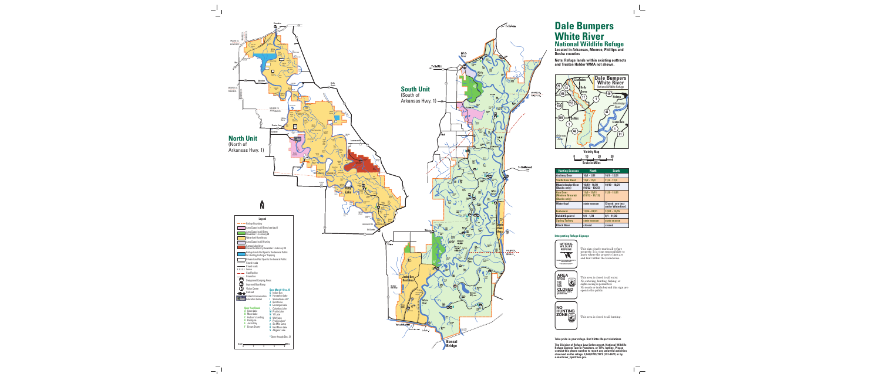# Dale Bumpers White River

## National Wildlife Refuge

**Located in Arkansas, Monroe, Phillips and Desha counties**

**Note: Refuge lands within existing outtracts and Trusten Holder WMA not shown.**

Vicinity Map

Scale in Miles

0 10 20 30

**North Unit**
(North of Arkansas Hwy. 1)

**South Unit**
(South of Arkansas Hwy. 1)

| Hunting Seasons | North | South |
|---|---|---|
| Archery Deer | 10/1 - 1/31 | 10/1 - 12/31 |
| Youth Deer Hunt | 11/2 - 11/3 | 11/2 - 11/3 |
| Muzzleloader Deer (Bucks only) | 10/19 - 10/21 (10/23 - 10/25) | 10/19 - 10/21 |
| Gun Deer (Modern Firearm) (Bucks only) | 11/8 - 11/11 (11/12 - 11/13) | 11/8 - 11/11 |
| Waterfowl | state season | Closed: see text under Waterfowl. |
| Raccoon | 11/16 - 01/31 | 12/01 - 12/15 |
| Rabbit/Squirrel | 9/1 - 1/31 | 9/1 - 11/30 |
| Spring Turkey | state season | state season |
| Black Bear | closed | closed |

### Interpreting Refuge Signage

This sign closely marks all refuge property. It is your responsibility to know where the property lines are and hunt within the boundaries.

This area is closed to all entry. No entering, hunting, fishing, or sight-seeing is permitted. No roads or trails beyond this sign are open to the public.

This area is closed to all hunting.

**Take pride in your refuge. Don't litter. Report violations**

**The Division of Refuge Law Enforcement, National Wildlife Refuge System Turn In Poachers, or TIPs, hotline. Please contact this phone number to report any unlawful activities observed on the refuge. 1-844/FWS/TIPS (397-8477) or by e-mail:_tips@fws.gov.**

### Legend

- Refuge Boundary
- Area Closed to All Entry (sanctuary)
- Area Closed to All Entry November 1-February 28
- Waterfowl Hunt Areas
- Area Closed to All Hunting
- Arrow Lake Area Closed to All Entry December 1-February 28
- Refuge Lands Not Open to the General Public for Hunting, Fishing or Trapping
- Private Land Not Open to the General Public
- Gravel roads
- Paved roads
- Levee
- Gas Pipeline
- Powerline
- Designated Camping Areas
- Improved Boat Ramp
- Visitor Center
- Railroad
- Potlatch Conservation Education Center

**Open Year Round**
- A Swan Lake
- B Moon Lake
- C Hudson's Landing
- D Floodgate
- E Jacks Bay
- F Brown Sherry

**Open March 1-Dec. 15**
- G Indian Bay
- H Horseshoe Lake
- I Smokehouse Hill*
- J Burnt Lake
- K Escronges Lake
- L Columbus Lake
- M Prairie Lake
- N VI Lake
- O Wolf Lake
- P Prairie Lake*
- Q Six Mile Camp
- R East Moon Lake
- S Alligator Lake

* Open through Dec. 31